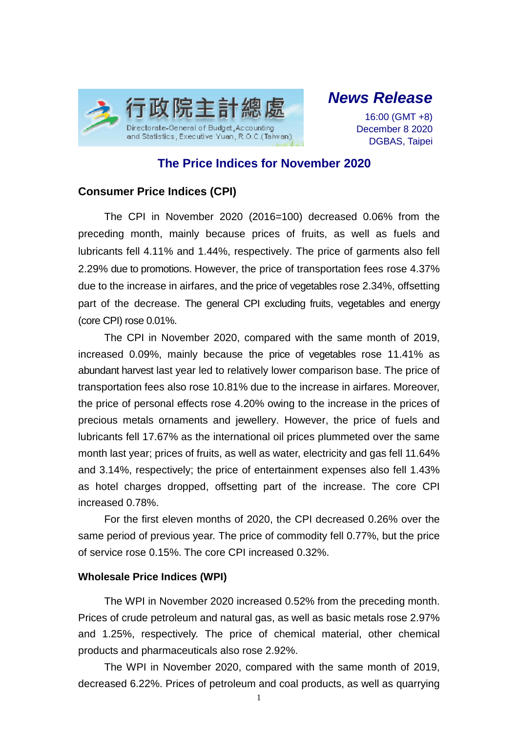行政院主計總處

Directorate-General of Budget, Accounting and Statistics, Executive Yuan, R.O.C.(Taiwan)

***News Release***

16:00 (GMT +8)
December 8 2020
DGBAS, Taipei

# The Price Indices for November 2020

## Consumer Price Indices (CPI)

The CPI in November 2020 (2016=100) decreased 0.06% from the preceding month, mainly because prices of fruits, as well as fuels and lubricants fell 4.11% and 1.44%, respectively. The price of garments also fell 2.29% due to promotions. However, the price of transportation fees rose 4.37% due to the increase in airfares, and the price of vegetables rose 2.34%, offsetting part of the decrease. The general CPI excluding fruits, vegetables and energy (core CPI) rose 0.01%.

The CPI in November 2020, compared with the same month of 2019, increased 0.09%, mainly because the price of vegetables rose 11.41% as abundant harvest last year led to relatively lower comparison base. The price of transportation fees also rose 10.81% due to the increase in airfares. Moreover, the price of personal effects rose 4.20% owing to the increase in the prices of precious metals ornaments and jewellery. However, the price of fuels and lubricants fell 17.67% as the international oil prices plummeted over the same month last year; prices of fruits, as well as water, electricity and gas fell 11.64% and 3.14%, respectively; the price of entertainment expenses also fell 1.43% as hotel charges dropped, offsetting part of the increase. The core CPI increased 0.78%.

For the first eleven months of 2020, the CPI decreased 0.26% over the same period of previous year. The price of commodity fell 0.77%, but the price of service rose 0.15%. The core CPI increased 0.32%.

## Wholesale Price Indices (WPI)

The WPI in November 2020 increased 0.52% from the preceding month. Prices of crude petroleum and natural gas, as well as basic metals rose 2.97% and 1.25%, respectively. The price of chemical material, other chemical products and pharmaceuticals also rose 2.92%.

The WPI in November 2020, compared with the same month of 2019, decreased 6.22%. Prices of petroleum and coal products, as well as quarrying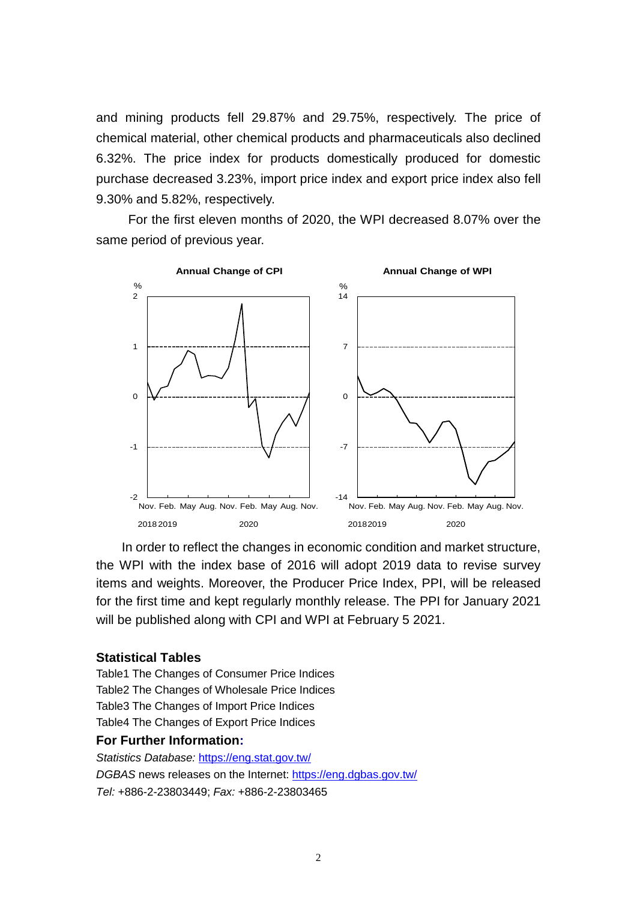and mining products fell 29.87% and 29.75%, respectively. The price of chemical material, other chemical products and pharmaceuticals also declined 6.32%. The price index for products domestically produced for domestic purchase decreased 3.23%, import price index and export price index also fell 9.30% and 5.82%, respectively.

For the first eleven months of 2020, the WPI decreased 8.07% over the same period of previous year.

**Annual Change of CPI**

%

2

1

0

-1

-2

Nov. Feb. May Aug. Nov. Feb. May Aug. Nov.

2018 2019 2020

**Annual Change of WPI**

%

14

7

0

-7

-14

Nov. Feb. May Aug. Nov. Feb. May Aug. Nov.

2018 2019 2020

In order to reflect the changes in economic condition and market structure, the WPI with the index base of 2016 will adopt 2019 data to revise survey items and weights. Moreover, the Producer Price Index, PPI, will be released for the first time and kept regularly monthly release. The PPI for January 2021 will be published along with CPI and WPI at February 5 2021.

### Statistical Tables

Table1 The Changes of Consumer Price Indices
Table2 The Changes of Wholesale Price Indices
Table3 The Changes of Import Price Indices
Table4 The Changes of Export Price Indices

### For Further Information:

*Statistics Database:* https://eng.stat.gov.tw/
*DGBAS* news releases on the Internet: https://eng.dgbas.gov.tw/
*Tel:* +886-2-23803449; *Fax:* +886-2-23803465